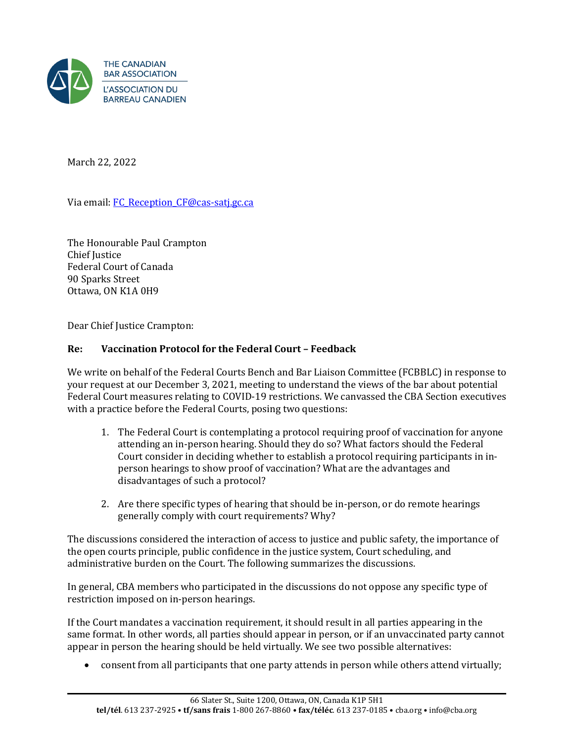THE CANADIAN BAR ASSOCIATION
L'ASSOCIATION DU BARREAU CANADIEN

March 22, 2022

Via email: FC_Reception_CF@cas-satj.gc.ca

The Honourable Paul Crampton
Chief Justice
Federal Court of Canada
90 Sparks Street
Ottawa, ON K1A 0H9

Dear Chief Justice Crampton:

**Re: Vaccination Protocol for the Federal Court – Feedback**

We write on behalf of the Federal Courts Bench and Bar Liaison Committee (FCBBLC) in response to your request at our December 3, 2021, meeting to understand the views of the bar about potential Federal Court measures relating to COVID-19 restrictions. We canvassed the CBA Section executives with a practice before the Federal Courts, posing two questions:

1. The Federal Court is contemplating a protocol requiring proof of vaccination for anyone attending an in-person hearing. Should they do so? What factors should the Federal Court consider in deciding whether to establish a protocol requiring participants in in-person hearings to show proof of vaccination? What are the advantages and disadvantages of such a protocol?

2. Are there specific types of hearing that should be in-person, or do remote hearings generally comply with court requirements? Why?

The discussions considered the interaction of access to justice and public safety, the importance of the open courts principle, public confidence in the justice system, Court scheduling, and administrative burden on the Court. The following summarizes the discussions.

In general, CBA members who participated in the discussions do not oppose any specific type of restriction imposed on in-person hearings.

If the Court mandates a vaccination requirement, it should result in all parties appearing in the same format. In other words, all parties should appear in person, or if an unvaccinated party cannot appear in person the hearing should be held virtually. We see two possible alternatives:

- consent from all participants that one party attends in person while others attend virtually;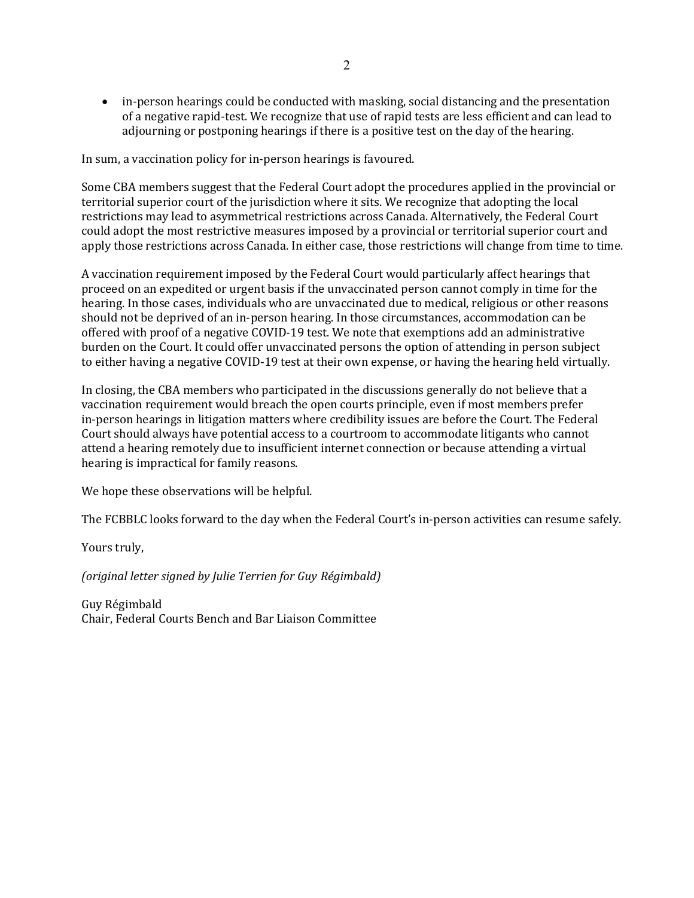- in-person hearings could be conducted with masking, social distancing and the presentation of a negative rapid-test. We recognize that use of rapid tests are less efficient and can lead to adjourning or postponing hearings if there is a positive test on the day of the hearing.

In sum, a vaccination policy for in-person hearings is favoured.

Some CBA members suggest that the Federal Court adopt the procedures applied in the provincial or territorial superior court of the jurisdiction where it sits. We recognize that adopting the local restrictions may lead to asymmetrical restrictions across Canada. Alternatively, the Federal Court could adopt the most restrictive measures imposed by a provincial or territorial superior court and apply those restrictions across Canada. In either case, those restrictions will change from time to time.

A vaccination requirement imposed by the Federal Court would particularly affect hearings that proceed on an expedited or urgent basis if the unvaccinated person cannot comply in time for the hearing. In those cases, individuals who are unvaccinated due to medical, religious or other reasons should not be deprived of an in-person hearing. In those circumstances, accommodation can be offered with proof of a negative COVID-19 test. We note that exemptions add an administrative burden on the Court. It could offer unvaccinated persons the option of attending in person subject to either having a negative COVID-19 test at their own expense, or having the hearing held virtually.

In closing, the CBA members who participated in the discussions generally do not believe that a vaccination requirement would breach the open courts principle, even if most members prefer in-person hearings in litigation matters where credibility issues are before the Court. The Federal Court should always have potential access to a courtroom to accommodate litigants who cannot attend a hearing remotely due to insufficient internet connection or because attending a virtual hearing is impractical for family reasons.

We hope these observations will be helpful.

The FCBBLC looks forward to the day when the Federal Court's in-person activities can resume safely.

Yours truly,

*(original letter signed by Julie Terrien for Guy Régimbald)*

Guy Régimbald
Chair, Federal Courts Bench and Bar Liaison Committee